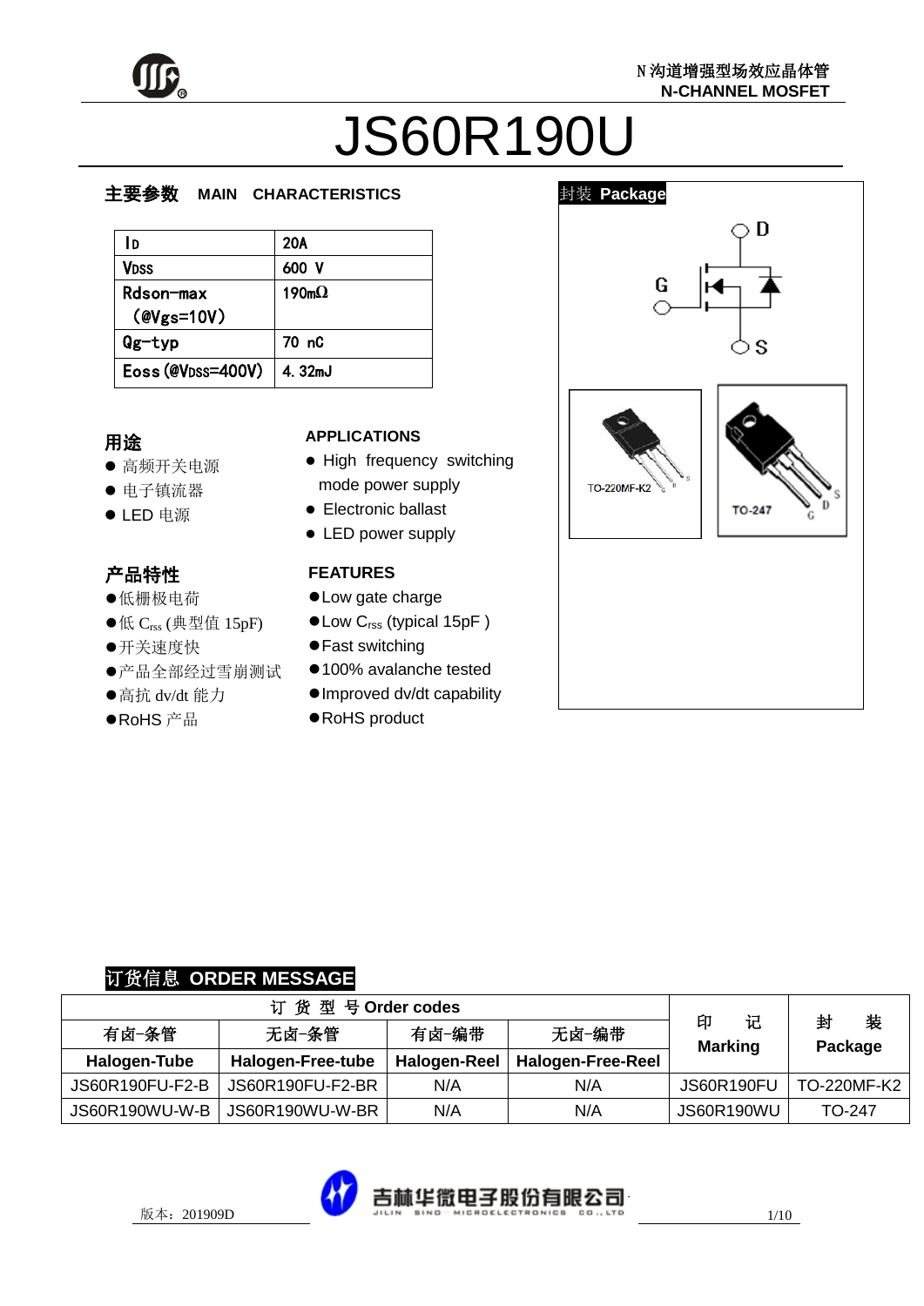N沟道增强型场效应晶体管
N-CHANNEL MOSFET

# JS60R190U

## 主要参数 MAIN CHARACTERISTICS

| | |
|---|---|
| $I_D$ | 20A |
| $V_{DSS}$ | 600 V |
| Rdson-max (@Vgs=10V) | 190mΩ |
| Qg-typ | 70 nC |
| Eoss (@$V_{DSS}$=400V) | 4. 32mJ |

## 封装 Package

D
G
S

TO-220MF-K2

TO-247

## 用途

- 高频开关电源
- 电子镇流器
- LED 电源

## APPLICATIONS

- High frequency switching mode power supply
- Electronic ballast
- LED power supply

## 产品特性

- 低栅极电荷
- 低 $C_{rss}$ (典型值 15pF)
- 开关速度快
- 产品全部经过雪崩测试
- 高抗 dv/dt 能力
- RoHS 产品

## FEATURES

- Low gate charge
- Low $C_{rss}$ (typical 15pF )
- Fast switching
- 100% avalanche tested
- Improved dv/dt capability
- RoHS product

## 订货信息 ORDER MESSAGE

| 订 货 型 号 Order codes | | | | 印 记 Marking | 封 装 Package |
|---|---|---|---|---|---|
| 有卤-条管 Halogen-Tube | 无卤-条管 Halogen-Free-tube | 有卤-编带 Halogen-Reel | 无卤-编带 Halogen-Free-Reel | | |
| JS60R190FU-F2-B | JS60R190FU-F2-BR | N/A | N/A | JS60R190FU | TO-220MF-K2 |
| JS60R190WU-W-B | JS60R190WU-W-BR | N/A | N/A | JS60R190WU | TO-247 |

版本：201909D

吉林华微电子股份有限公司
JILIN SINO MICROELECTRONICS CO., LTD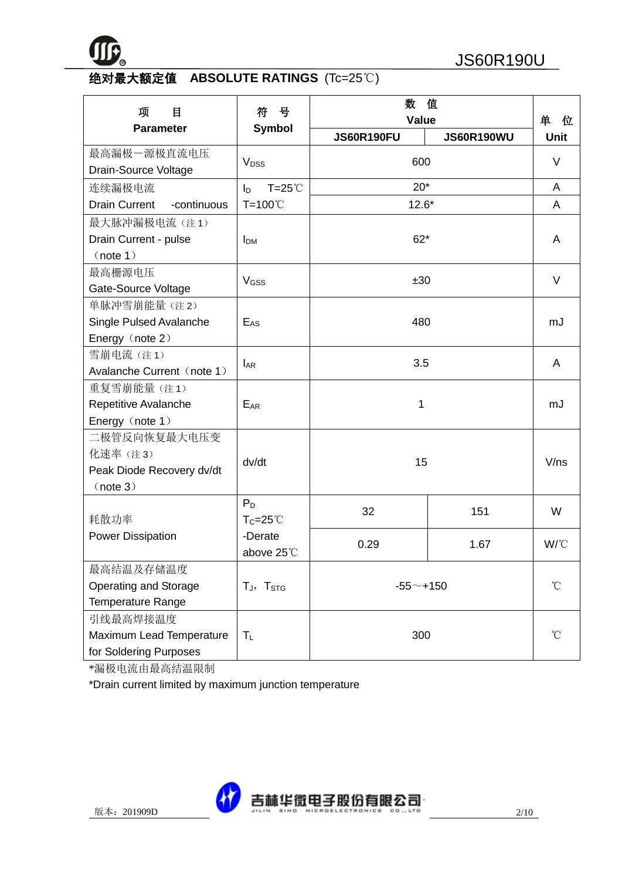## 绝对最大额定值　ABSOLUTE RATINGS (Tc=25℃)

| 项　目<br>Parameter | 符　号<br>Symbol | 数　值 Value<br>JS60R190FU | <br>JS60R190WU | 单　位<br>Unit |
|---|---|---|---|---|
| 最高漏极－源极直流电压<br>Drain-Source Voltage | $V_{DSS}$ | 600 | | V |
| 连续漏极电流<br>Drain Current -continuous | $I_D$ T=25℃ | 20* | | A |
| | T=100℃ | 12.6* | | A |
| 最大脉冲漏极电流（注 1）<br>Drain Current - pulse （note 1） | $I_{DM}$ | 62* | | A |
| 最高栅源电压<br>Gate-Source Voltage | $V_{GSS}$ | ±30 | | V |
| 单脉冲雪崩能量（注 2）<br>Single Pulsed Avalanche Energy（note 2） | $E_{AS}$ | 480 | | mJ |
| 雪崩电流（注 1）<br>Avalanche Current（note 1） | $I_{AR}$ | 3.5 | | A |
| 重复雪崩能量（注 1）<br>Repetitive Avalanche Energy（note 1） | $E_{AR}$ | 1 | | mJ |
| 二极管反向恢复最大电压变化速率（注 3）<br>Peak Diode Recovery dv/dt （note 3） | dv/dt | 15 | | V/ns |
| 耗散功率<br>Power Dissipation | $P_D$ $T_C$=25℃ | 32 | 151 | W |
| | -Derate above 25℃ | 0.29 | 1.67 | W/℃ |
| 最高结温及存储温度<br>Operating and Storage Temperature Range | $T_J$，$T_{STG}$ | -55～+150 | | ℃ |
| 引线最高焊接温度<br>Maximum Lead Temperature for Soldering Purposes | $T_L$ | 300 | | ℃ |

*漏极电流由最高结温限制

*Drain current limited by maximum junction temperature

版本：201909D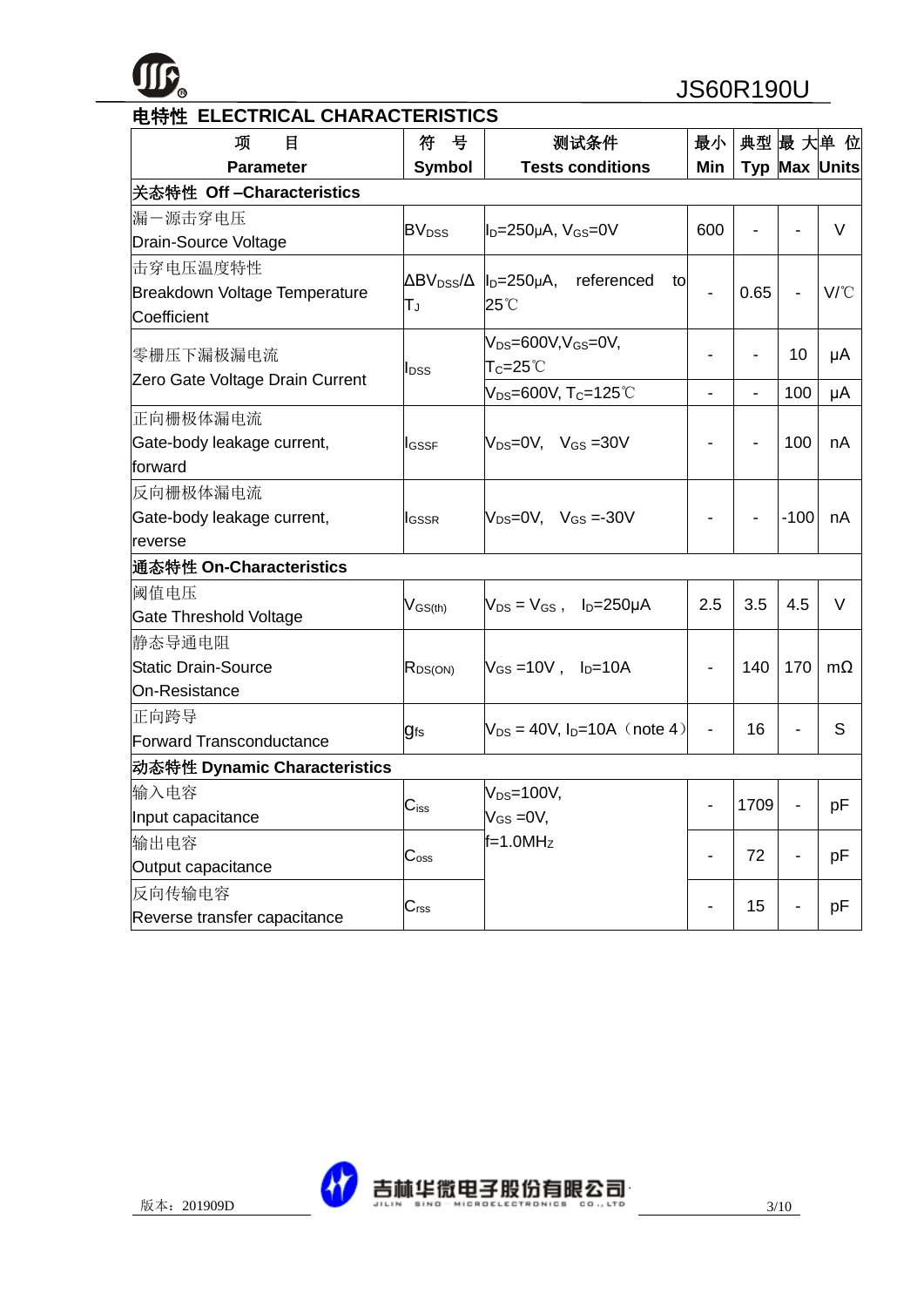## 电特性 ELECTRICAL CHARACTERISTICS

| 项　目 Parameter | 符　号 Symbol | 测试条件 Tests conditions | 最小 Min | 典型 Typ | 最大 Max | 单位 Units |
|---|---|---|---|---|---|---|
| **关态特性 Off –Characteristics** | | | | | | |
| 漏一源击穿电压 Drain-Source Voltage | $BV_{DSS}$ | $I_D$=250μA, $V_{GS}$=0V | 600 | - | - | V |
| 击穿电压温度特性 Breakdown Voltage Temperature Coefficient | $\Delta BV_{DSS}/\Delta T_J$ | $I_D$=250μA, referenced to 25℃ | - | 0.65 | - | V/℃ |
| 零栅压下漏极漏电流 Zero Gate Voltage Drain Current | $I_{DSS}$ | $V_{DS}$=600V,$V_{GS}$=0V, $T_C$=25℃ | - | - | 10 | μA |
| | | $V_{DS}$=600V, $T_C$=125℃ | - | - | 100 | μA |
| 正向栅极体漏电流 Gate-body leakage current, forward | $I_{GSSF}$ | $V_{DS}$=0V, $V_{GS}$ =30V | - | - | 100 | nA |
| 反向栅极体漏电流 Gate-body leakage current, reverse | $I_{GSSR}$ | $V_{DS}$=0V, $V_{GS}$ =-30V | - | - | -100 | nA |
| **通态特性 On-Characteristics** | | | | | | |
| 阈值电压 Gate Threshold Voltage | $V_{GS(th)}$ | $V_{DS}$ = $V_{GS}$ , $I_D$=250μA | 2.5 | 3.5 | 4.5 | V |
| 静态导通电阻 Static Drain-Source On-Resistance | $R_{DS(ON)}$ | $V_{GS}$ =10V , $I_D$=10A | - | 140 | 170 | mΩ |
| 正向跨导 Forward Transconductance | $g_{fs}$ | $V_{DS}$ = 40V, $I_D$=10A（note 4） | - | 16 | - | S |
| **动态特性 Dynamic Characteristics** | | | | | | |
| 输入电容 Input capacitance | $C_{iss}$ | $V_{DS}$=100V, $V_{GS}$ =0V, f=1.0MHz | - | 1709 | - | pF |
| 输出电容 Output capacitance | $C_{oss}$ | | - | 72 | - | pF |
| 反向传输电容 Reverse transfer capacitance | $C_{rss}$ | | - | 15 | - | pF |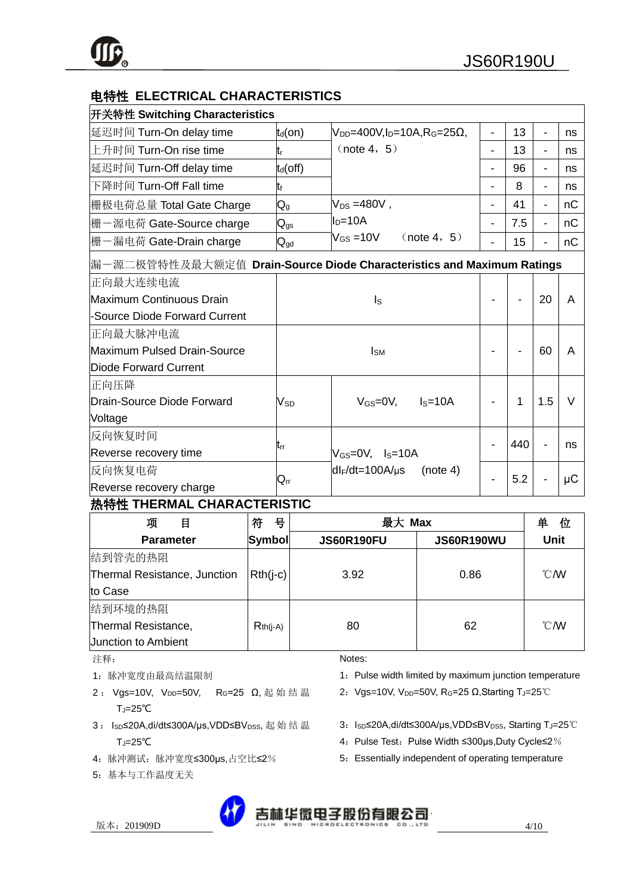## 电特性 ELECTRICAL CHARACTERISTICS

| 开关特性 Switching Characteristics | | | | | | |
|---|---|---|---|---|---|---|
| 延迟时间 Turn-On delay time | $t_d(on)$ | $V_{DD}$=400V,$I_D$=10A,$R_G$=25Ω,（note 4，5） | - | 13 | - | ns |
| 上升时间 Turn-On rise time | $t_r$ | | - | 13 | - | ns |
| 延迟时间 Turn-Off delay time | $t_d(off)$ | | - | 96 | - | ns |
| 下降时间 Turn-Off Fall time | $t_f$ | | - | 8 | - | ns |
| 栅极电荷总量 Total Gate Charge | $Q_g$ | $V_{DS}$ =480V , $I_D$=10A, $V_{GS}$ =10V （note 4，5） | - | 41 | - | nC |
| 栅一源电荷 Gate-Source charge | $Q_{gs}$ | | - | 7.5 | - | nC |
| 栅一漏电荷 Gate-Drain charge | $Q_{gd}$ | | - | 15 | - | nC |
| 漏一源二极管特性及最大额定值 **Drain-Source Diode Characteristics and Maximum Ratings** | | | | | | |
| 正向最大连续电流 Maximum Continuous Drain -Source Diode Forward Current | $I_S$ | | - | - | 20 | A |
| 正向最大脉冲电流 Maximum Pulsed Drain-Source Diode Forward Current | $I_{SM}$ | | - | - | 60 | A |
| 正向压降 Drain-Source Diode Forward Voltage | $V_{SD}$ | $V_{GS}$=0V, $I_S$=10A | - | 1 | 1.5 | V |
| 反向恢复时间 Reverse recovery time | $t_{rr}$ | $V_{GS}$=0V, $I_S$=10A $dI_F/dt$=100A/μs (note 4) | - | 440 | - | ns |
| 反向恢复电荷 Reverse recovery charge | $Q_{rr}$ | | - | 5.2 | - | μC |

## 热特性 THERMAL CHARACTERISTIC

| 项 目 Parameter | 符 号 Symbol | 最大 Max JS60R190FU | JS60R190WU | 单 位 Unit |
|---|---|---|---|---|
| 结到管壳的热阻 Thermal Resistance, Junction to Case | Rth(j-c) | 3.92 | 0.86 | ℃/W |
| 结到环境的热阻 Thermal Resistance, Junction to Ambient | Rth(j-A) | 80 | 62 | ℃/W |

注释：

1：脉冲宽度由最高结温限制

2：Vgs=10V, $V_{DD}$=50V, $R_G$=25 Ω, 起始结温 $T_J$=25℃

3：$I_{SD}$≤20A,di/dt≤300A/μs,VDD≤$BV_{DSS}$, 起始结温 $T_J$=25℃

4：脉冲测试：脉冲宽度≤300μs,占空比≤2％

5：基本与工作温度无关

Notes:

1：Pulse width limited by maximum junction temperature

2：Vgs=10V, $V_{DD}$=50V, $R_G$=25 Ω,Starting $T_J$=25℃

3：$I_{SD}$≤20A,di/dt≤300A/μs,VDD≤$BV_{DSS}$, Starting $T_J$=25℃

4：Pulse Test：Pulse Width ≤300μs,Duty Cycle≤2％

5：Essentially independent of operating temperature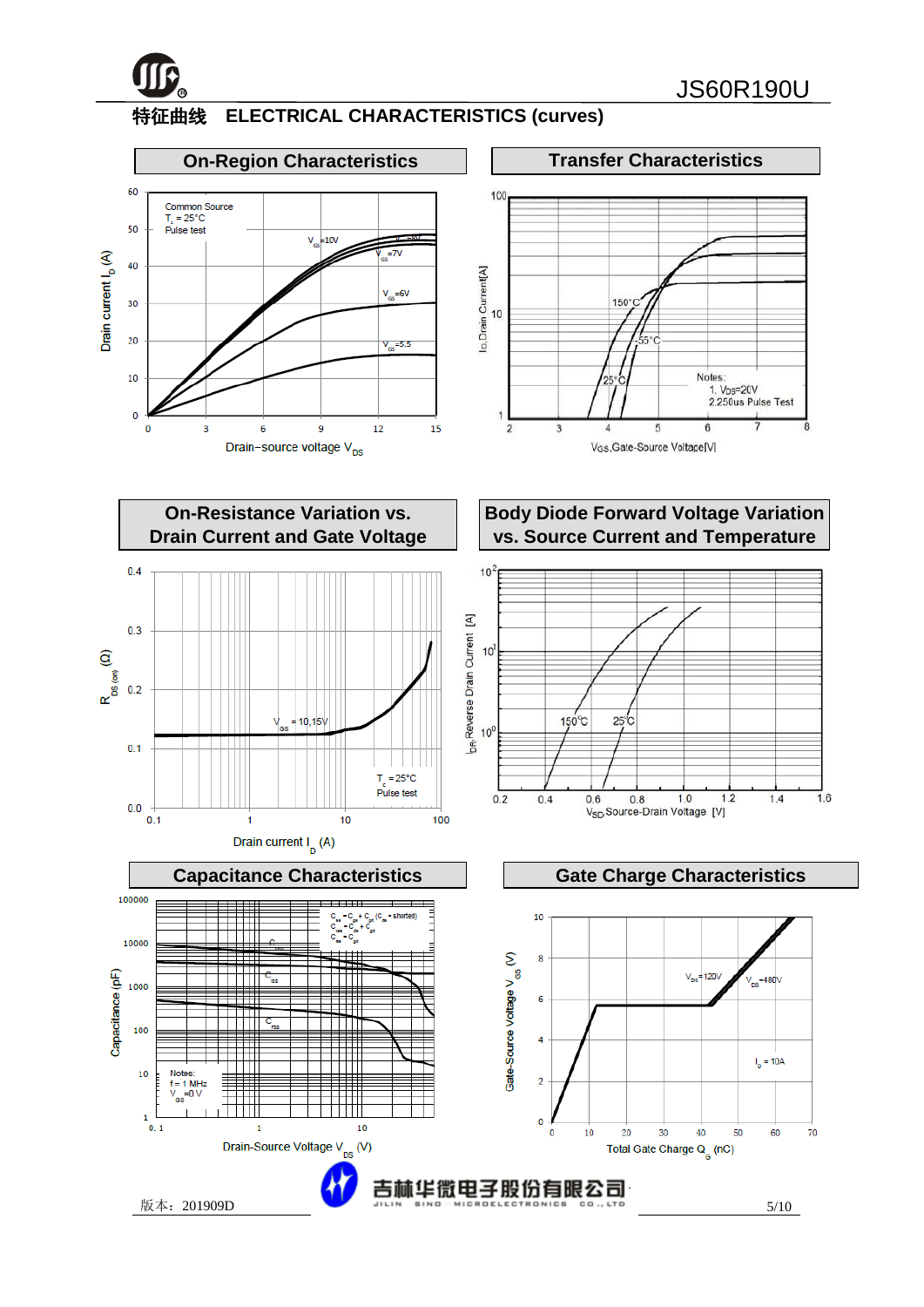# 特征曲线 ELECTRICAL CHARACTERISTICS (curves)

## On-Region Characteristics

Common Source
$T_c = 25°C$
Pulse test

$V_{GS}=10V$, $V_{GS}=8V$, $V_{GS}=7V$, $V_{GS}=6V$, $V_{GS}=5.5$

Drain current $I_D$ (A)

Drain−source voltage $V_{DS}$

## Transfer Characteristics

150°C, -55°C, 25°C

Notes:
1. $V_{DS}$=20V
2. 250us Pulse Test

$I_D$,Drain Current[A]

$V_{GS}$,Gate-Source Voltage[V]

## On-Resistance Variation vs. Drain Current and Gate Voltage

$V_{GS}$ = 10,15V

$T_c$ =25°C
Pulse test

$R_{DS(on)}$ (Ω)

Drain current $I_D$ (A)

## Body Diode Forward Voltage Variation vs. Source Current and Temperature

150°C, 25°C

$I_{DR}$,Reverse Drain Current [A]

$V_{SD}$,Source-Drain Voltage [V]

## Capacitance Characteristics

$C_{iss} = C_{gs} + C_{gd}$ ($C_{ds}$ = shorted)
$C_{oss} = C_{ds} + C_{gd}$
$C_{rss} = C_{gd}$

$C_{oss}$, $C_{iss}$, $C_{rss}$

Notes:
f = 1 MHz
$V_{GS}$ =0 V

Capacitance (pF)

Drain-Source Voltage $V_{DS}$ (V)

## Gate Charge Characteristics

$V_{DS}$=120V, $V_{DS}$=480V

$I_D$ = 10A

Gate-Source Voltage $V_{GS}$ (V)

Total Gate Charge $Q_G$ (nC)

版本：201909D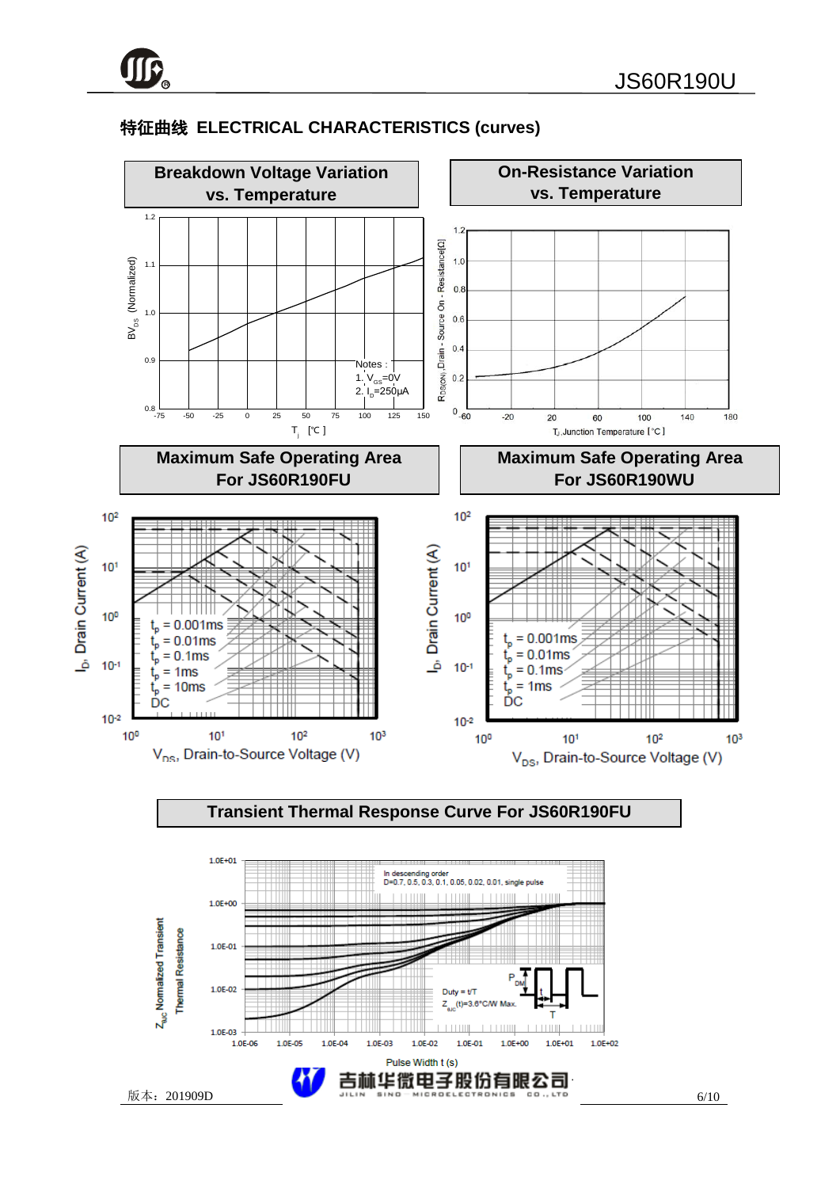## 特征曲线 ELECTRICAL CHARACTERISTICS (curves)

**Breakdown Voltage Variation vs. Temperature**

$BV_{DS}$ (Normalized) vs. $T_j$ [℃]

Notes :
1. $V_{GS}$=0V
2. $I_D$=250μA

**On-Resistance Variation vs. Temperature**

$R_{DS(ON)}$, Drain - Source On - Resistance[Ω] vs. $T_J$, Junction Temperature [℃]

**Maximum Safe Operating Area For JS60R190FU**

$I_D$, Drain Current (A) vs. $V_{DS}$, Drain-to-Source Voltage (V)

$t_p$ = 0.001ms
$t_p$ = 0.01ms
$t_p$ = 0.1ms
$t_p$ = 1ms
$t_p$ = 10ms
DC

**Maximum Safe Operating Area For JS60R190WU**

$I_D$, Drain Current (A) vs. $V_{DS}$, Drain-to-Source Voltage (V)

$t_p$ = 0.001ms
$t_p$ = 0.01ms
$t_p$ = 0.1ms
$t_p$ = 1ms
DC

**Transient Thermal Response Curve For JS60R190FU**

$Z_{θJC}$ Normalized Transient Thermal Resistance vs. Pulse Width t (s)

In descending order
D=0.7, 0.5, 0.3, 0.1, 0.05, 0.02, 0.01, single pulse

Duty = t/T
$Z_{θJC}$(t)=3.6°C/W Max.

版本：201909D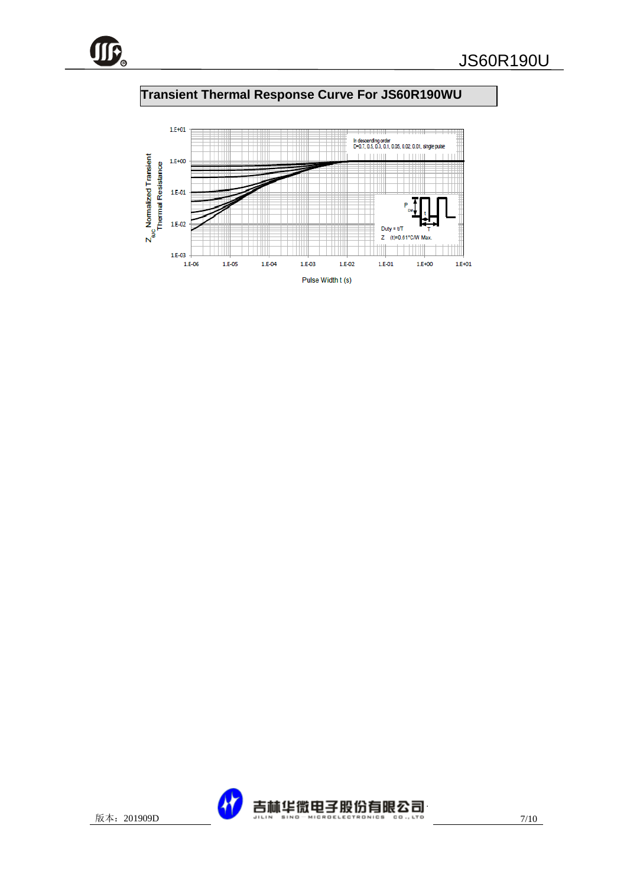## Transient Thermal Response Curve For JS60R190WU

In descending order
D=0.7, 0.5, 0.3, 0.1, 0.05, 0.02, 0.01, single pulse

Duty = t/T

$Z_{\theta JC}(t)$=0.61°C/W Max.

$Z_{\theta JC}$ Normalized Transient Thermal Resistance

Pulse Width t (s)

版本：201909D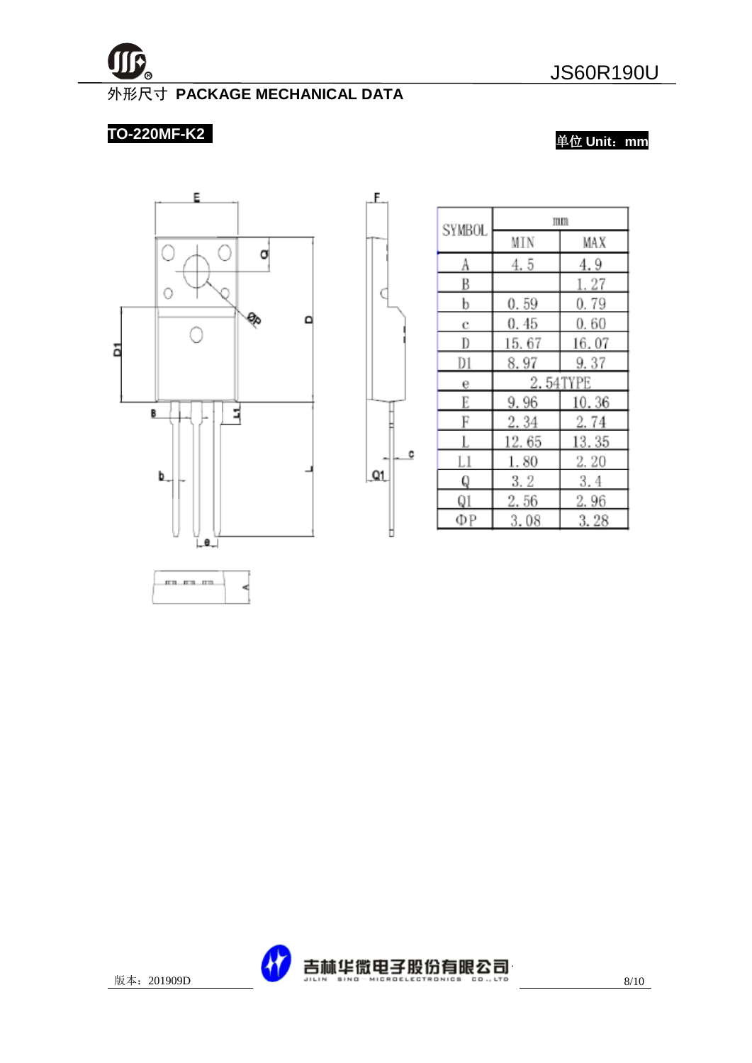## 外形尺寸 PACKAGE MECHANICAL DATA

**TO-220MF-K2**

单位 Unit：mm

| SYMBOL | mm | |
|---|---|---|
| | MIN | MAX |
| A | 4.5 | 4.9 |
| B | | 1.27 |
| b | 0.59 | 0.79 |
| c | 0.45 | 0.60 |
| D | 15.67 | 16.07 |
| D1 | 8.97 | 9.37 |
| e | 2.54TYPE | |
| E | 9.96 | 10.36 |
| F | 2.34 | 2.74 |
| L | 12.65 | 13.35 |
| L1 | 1.80 | 2.20 |
| Q | 3.2 | 3.4 |
| Q1 | 2.56 | 2.96 |
| ΦP | 3.08 | 3.28 |

版本：201909D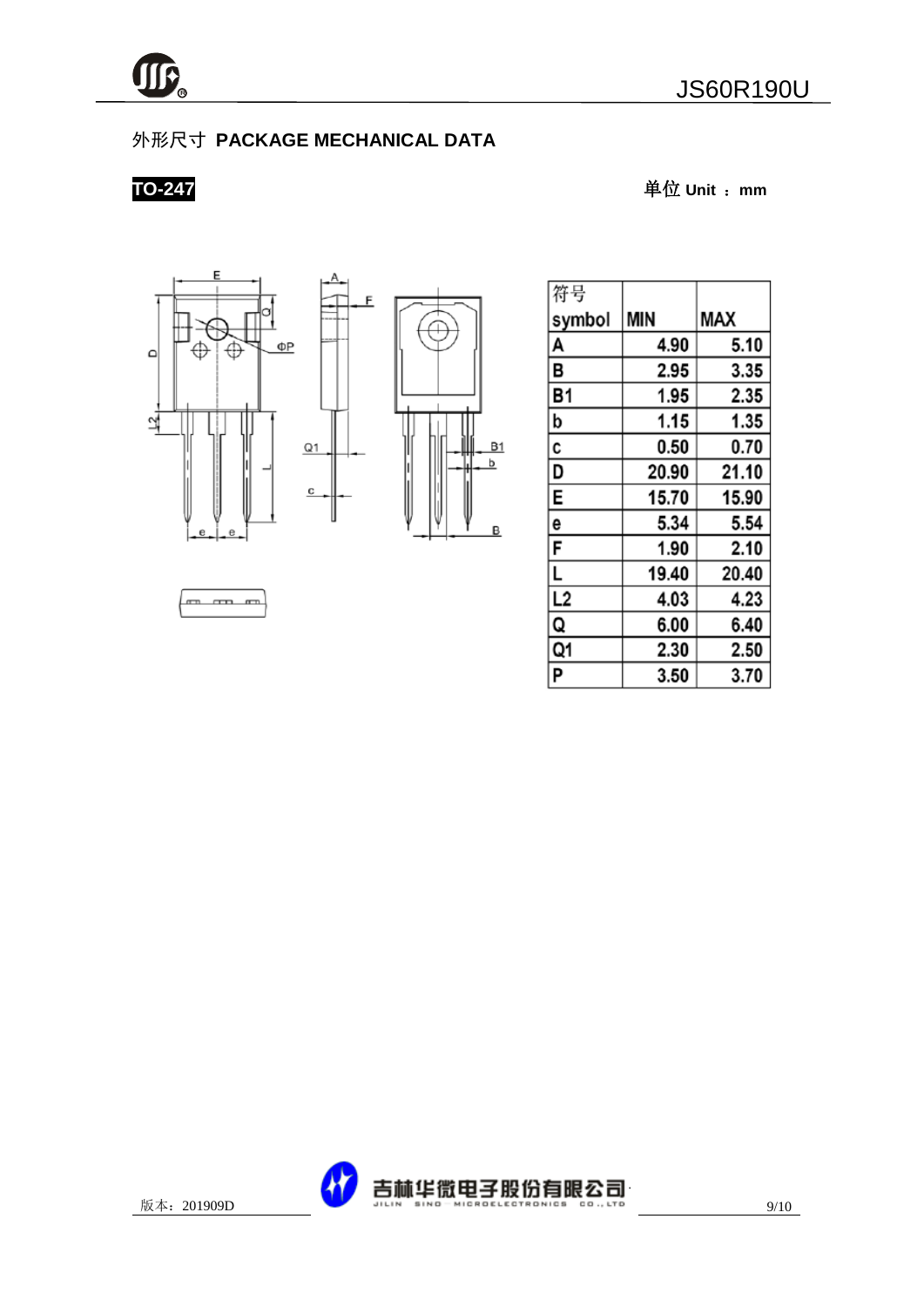## 外形尺寸 PACKAGE MECHANICAL DATA

**TO-247**

单位 Unit ： mm

| 符号 symbol | MIN | MAX |
|---|---|---|
| A | 4.90 | 5.10 |
| B | 2.95 | 3.35 |
| B1 | 1.95 | 2.35 |
| b | 1.15 | 1.35 |
| c | 0.50 | 0.70 |
| D | 20.90 | 21.10 |
| E | 15.70 | 15.90 |
| e | 5.34 | 5.54 |
| F | 1.90 | 2.10 |
| L | 19.40 | 20.40 |
| L2 | 4.03 | 4.23 |
| Q | 6.00 | 6.40 |
| Q1 | 2.30 | 2.50 |
| P | 3.50 | 3.70 |

版本：201909D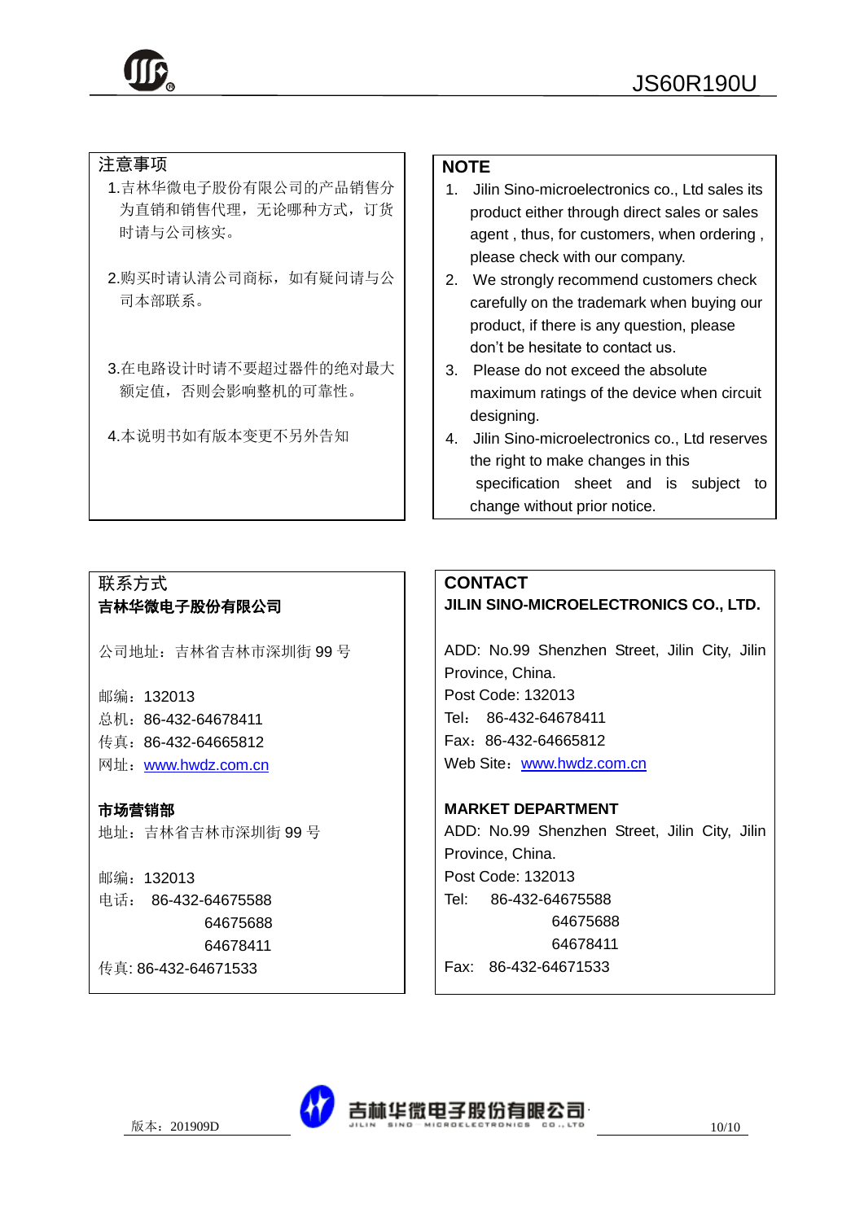## 注意事项

1.吉林华微电子股份有限公司的产品销售分为直销和销售代理，无论哪种方式，订货时请与公司核实。

2.购买时请认清公司商标，如有疑问请与公司本部联系。

3.在电路设计时请不要超过器件的绝对最大额定值，否则会影响整机的可靠性。

4.本说明书如有版本变更不另外告知

## NOTE

1. Jilin Sino-microelectronics co., Ltd sales its product either through direct sales or sales agent , thus, for customers, when ordering , please check with our company.
2. We strongly recommend customers check carefully on the trademark when buying our product, if there is any question, please don't be hesitate to contact us.
3. Please do not exceed the absolute maximum ratings of the device when circuit designing.
4. Jilin Sino-microelectronics co., Ltd reserves the right to make changes in this specification sheet and is subject to change without prior notice.

## 联系方式

**吉林华微电子股份有限公司**

公司地址：吉林省吉林市深圳街 99 号

邮编：132013
总机：86-432-64678411
传真：86-432-64665812
网址：www.hwdz.com.cn

**市场营销部**

地址：吉林省吉林市深圳街 99 号

邮编：132013
电话： 86-432-64675588
64675688
64678411
传真: 86-432-64671533

## CONTACT

**JILIN SINO-MICROELECTRONICS CO., LTD.**

ADD: No.99 Shenzhen Street, Jilin City, Jilin Province, China.
Post Code: 132013
Tel： 86-432-64678411
Fax：86-432-64665812
Web Site：www.hwdz.com.cn

**MARKET DEPARTMENT**

ADD: No.99 Shenzhen Street, Jilin City, Jilin Province, China.
Post Code: 132013
Tel: 86-432-64675588
64675688
64678411
Fax: 86-432-64671533

版本：201909D